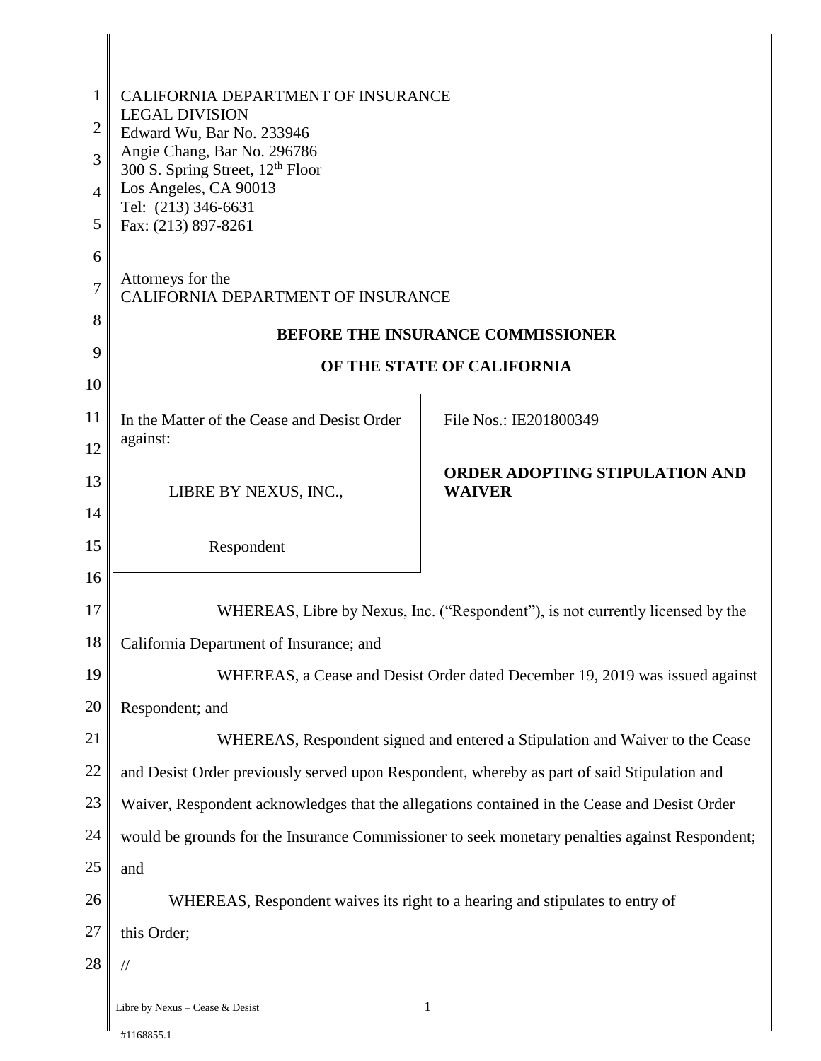CALIFORNIA DEPARTMENT OF INSURANCE
LEGAL DIVISION
Edward Wu, Bar No. 233946
Angie Chang, Bar No. 296786
300 S. Spring Street, 12th Floor
Los Angeles, CA 90013
Tel: (213) 346-6631
Fax: (213) 897-8261

Attorneys for the
CALIFORNIA DEPARTMENT OF INSURANCE

**BEFORE THE INSURANCE COMMISSIONER**

**OF THE STATE OF CALIFORNIA**

| | |
|---|---|
| In the Matter of the Cease and Desist Order against:<br><br>LIBRE BY NEXUS, INC.,<br><br>Respondent | File Nos.: IE201800349<br><br>**ORDER ADOPTING STIPULATION AND WAIVER** |

WHEREAS, Libre by Nexus, Inc. ("Respondent"), is not currently licensed by the California Department of Insurance; and

WHEREAS, a Cease and Desist Order dated December 19, 2019 was issued against Respondent; and

WHEREAS, Respondent signed and entered a Stipulation and Waiver to the Cease and Desist Order previously served upon Respondent, whereby as part of said Stipulation and Waiver, Respondent acknowledges that the allegations contained in the Cease and Desist Order would be grounds for the Insurance Commissioner to seek monetary penalties against Respondent; and

WHEREAS, Respondent waives its right to a hearing and stipulates to entry of this Order;

//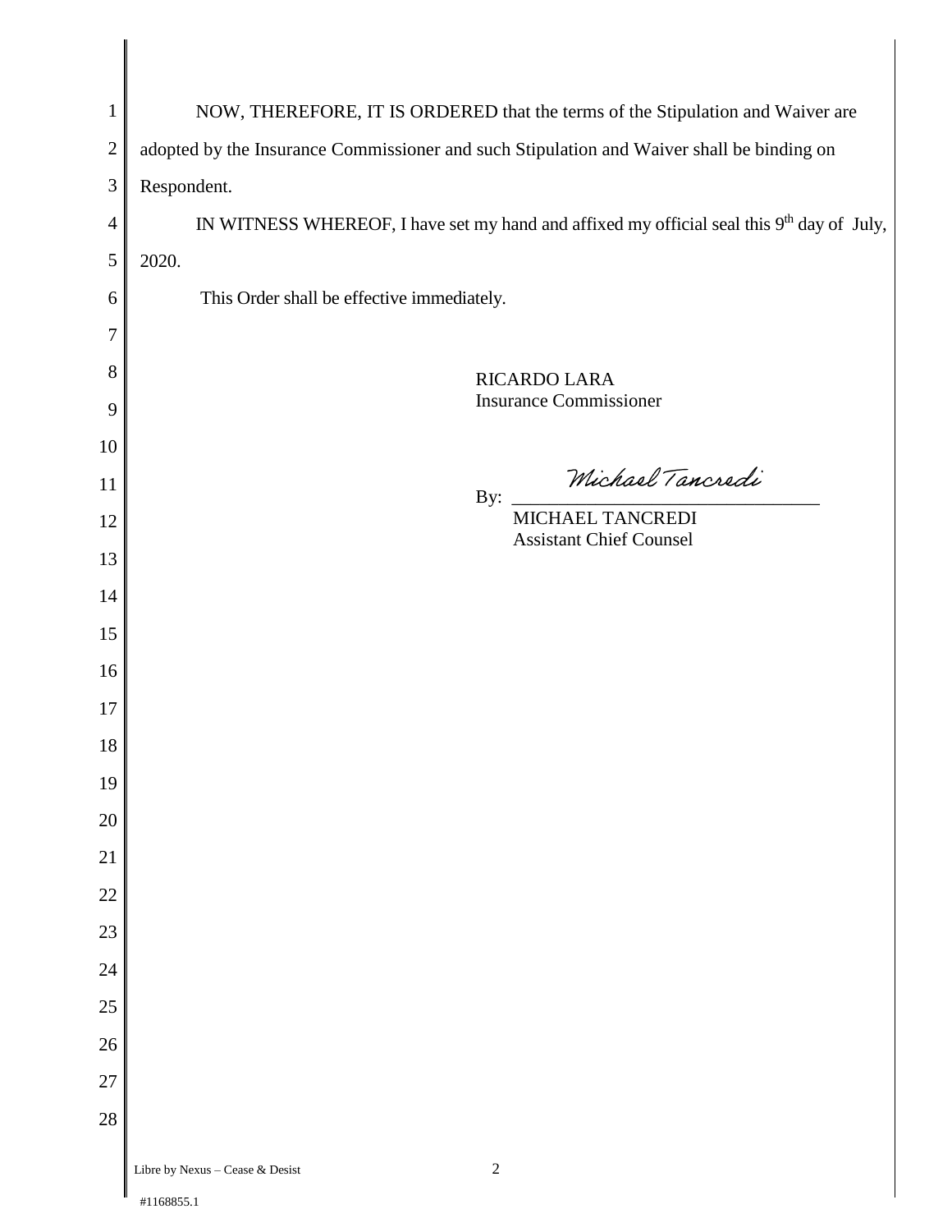NOW, THEREFORE, IT IS ORDERED that the terms of the Stipulation and Waiver are adopted by the Insurance Commissioner and such Stipulation and Waiver shall be binding on Respondent.

IN WITNESS WHEREOF, I have set my hand and affixed my official seal this 9th day of July, 2020.

This Order shall be effective immediately.

RICARDO LARA
Insurance Commissioner

By: *Michael Tancredi*
MICHAEL TANCREDI
Assistant Chief Counsel

Libre by Nexus – Cease & Desist

#1168855.1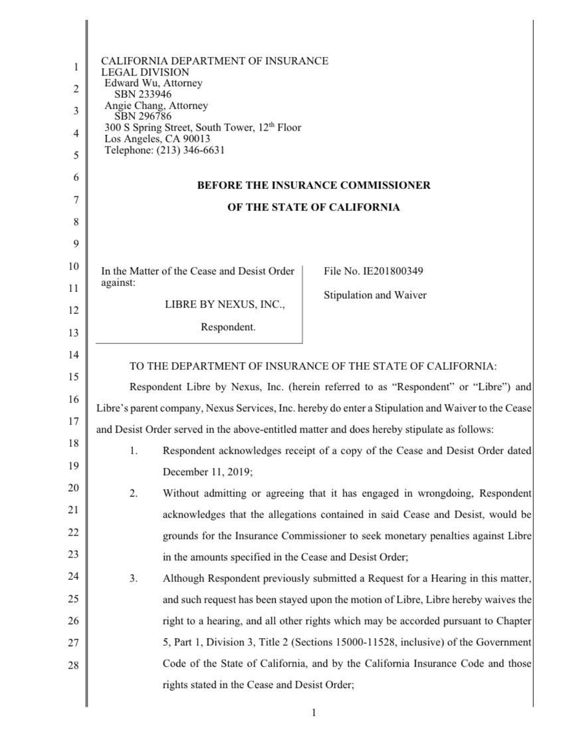CALIFORNIA DEPARTMENT OF INSURANCE
LEGAL DIVISION
Edward Wu, Attorney
SBN 233946
Angie Chang, Attorney
SBN 296786
300 S Spring Street, South Tower, 12th Floor
Los Angeles, CA 90013
Telephone: (213) 346-6631

**BEFORE THE INSURANCE COMMISSIONER**

**OF THE STATE OF CALIFORNIA**

| In the Matter of the Cease and Desist Order against: LIBRE BY NEXUS, INC., Respondent. | File No. IE201800349 Stipulation and Waiver |
|---|---|

TO THE DEPARTMENT OF INSURANCE OF THE STATE OF CALIFORNIA:

Respondent Libre by Nexus, Inc. (herein referred to as "Respondent" or "Libre") and Libre's parent company, Nexus Services, Inc. hereby do enter a Stipulation and Waiver to the Cease and Desist Order served in the above-entitled matter and does hereby stipulate as follows:

1. Respondent acknowledges receipt of a copy of the Cease and Desist Order dated December 11, 2019;
2. Without admitting or agreeing that it has engaged in wrongdoing, Respondent acknowledges that the allegations contained in said Cease and Desist, would be grounds for the Insurance Commissioner to seek monetary penalties against Libre in the amounts specified in the Cease and Desist Order;
3. Although Respondent previously submitted a Request for a Hearing in this matter, and such request has been stayed upon the motion of Libre, Libre hereby waives the right to a hearing, and all other rights which may be accorded pursuant to Chapter 5, Part 1, Division 3, Title 2 (Sections 15000-11528, inclusive) of the Government Code of the State of California, and by the California Insurance Code and those rights stated in the Cease and Desist Order;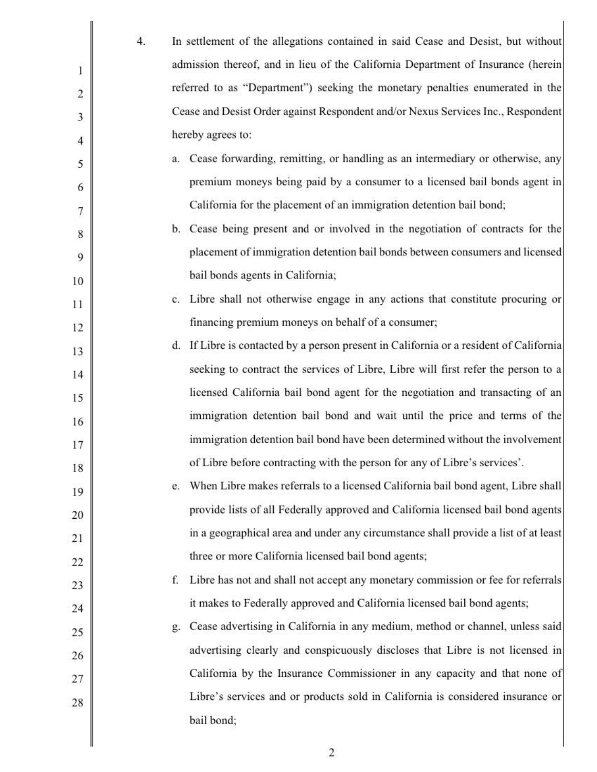4. In settlement of the allegations contained in said Cease and Desist, but without admission thereof, and in lieu of the California Department of Insurance (herein referred to as "Department") seeking the monetary penalties enumerated in the Cease and Desist Order against Respondent and/or Nexus Services Inc., Respondent hereby agrees to:

   a. Cease forwarding, remitting, or handling as an intermediary or otherwise, any premium moneys being paid by a consumer to a licensed bail bonds agent in California for the placement of an immigration detention bail bond;

   b. Cease being present and or involved in the negotiation of contracts for the placement of immigration detention bail bonds between consumers and licensed bail bonds agents in California;

   c. Libre shall not otherwise engage in any actions that constitute procuring or financing premium moneys on behalf of a consumer;

   d. If Libre is contacted by a person present in California or a resident of California seeking to contract the services of Libre, Libre will first refer the person to a licensed California bail bond agent for the negotiation and transacting of an immigration detention bail bond and wait until the price and terms of the immigration detention bail bond have been determined without the involvement of Libre before contracting with the person for any of Libre's services'.

   e. When Libre makes referrals to a licensed California bail bond agent, Libre shall provide lists of all Federally approved and California licensed bail bond agents in a geographical area and under any circumstance shall provide a list of at least three or more California licensed bail bond agents;

   f. Libre has not and shall not accept any monetary commission or fee for referrals it makes to Federally approved and California licensed bail bond agents;

   g. Cease advertising in California in any medium, method or channel, unless said advertising clearly and conspicuously discloses that Libre is not licensed in California by the Insurance Commissioner in any capacity and that none of Libre's services and or products sold in California is considered insurance or bail bond;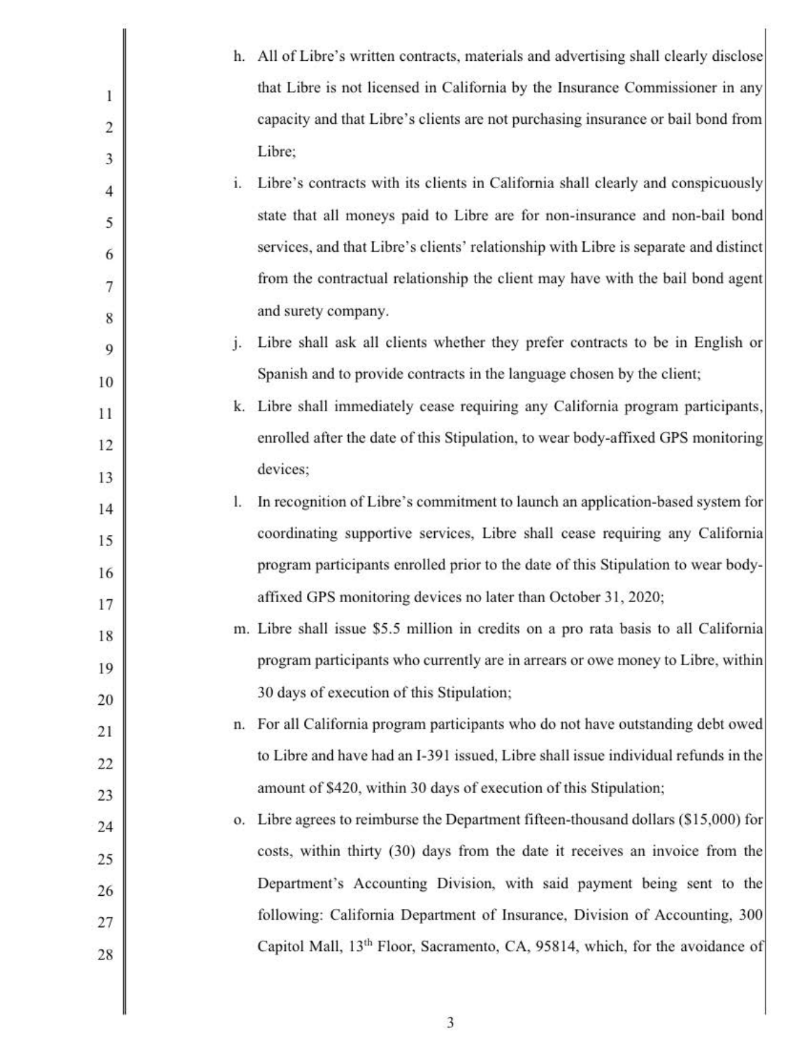h. All of Libre's written contracts, materials and advertising shall clearly disclose that Libre is not licensed in California by the Insurance Commissioner in any capacity and that Libre's clients are not purchasing insurance or bail bond from Libre;

i. Libre's contracts with its clients in California shall clearly and conspicuously state that all moneys paid to Libre are for non-insurance and non-bail bond services, and that Libre's clients' relationship with Libre is separate and distinct from the contractual relationship the client may have with the bail bond agent and surety company.

j. Libre shall ask all clients whether they prefer contracts to be in English or Spanish and to provide contracts in the language chosen by the client;

k. Libre shall immediately cease requiring any California program participants, enrolled after the date of this Stipulation, to wear body-affixed GPS monitoring devices;

l. In recognition of Libre's commitment to launch an application-based system for coordinating supportive services, Libre shall cease requiring any California program participants enrolled prior to the date of this Stipulation to wear body-affixed GPS monitoring devices no later than October 31, 2020;

m. Libre shall issue $5.5 million in credits on a pro rata basis to all California program participants who currently are in arrears or owe money to Libre, within 30 days of execution of this Stipulation;

n. For all California program participants who do not have outstanding debt owed to Libre and have had an I-391 issued, Libre shall issue individual refunds in the amount of $420, within 30 days of execution of this Stipulation;

o. Libre agrees to reimburse the Department fifteen-thousand dollars ($15,000) for costs, within thirty (30) days from the date it receives an invoice from the Department's Accounting Division, with said payment being sent to the following: California Department of Insurance, Division of Accounting, 300 Capitol Mall, 13th Floor, Sacramento, CA, 95814, which, for the avoidance of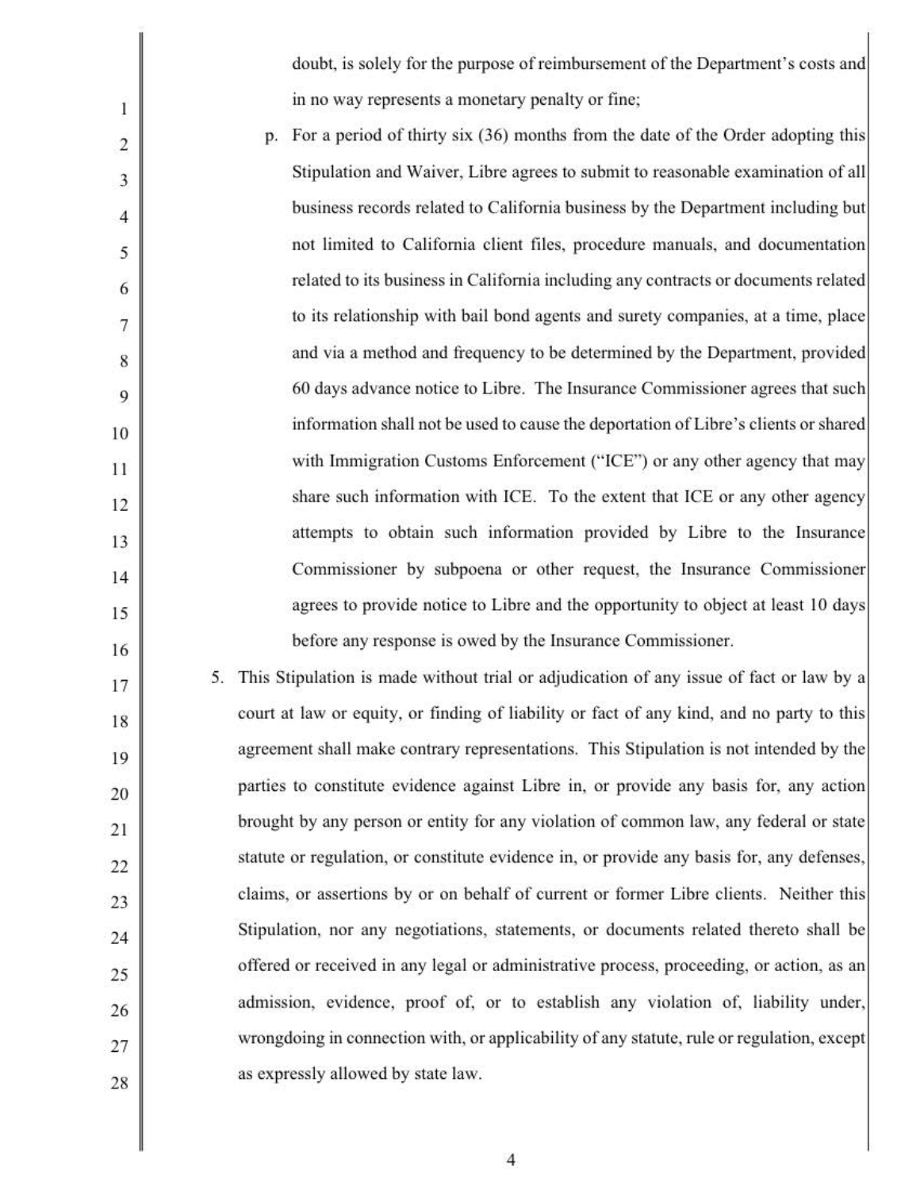doubt, is solely for the purpose of reimbursement of the Department's costs and in no way represents a monetary penalty or fine;

p. For a period of thirty six (36) months from the date of the Order adopting this Stipulation and Waiver, Libre agrees to submit to reasonable examination of all business records related to California business by the Department including but not limited to California client files, procedure manuals, and documentation related to its business in California including any contracts or documents related to its relationship with bail bond agents and surety companies, at a time, place and via a method and frequency to be determined by the Department, provided 60 days advance notice to Libre. The Insurance Commissioner agrees that such information shall not be used to cause the deportation of Libre's clients or shared with Immigration Customs Enforcement ("ICE") or any other agency that may share such information with ICE. To the extent that ICE or any other agency attempts to obtain such information provided by Libre to the Insurance Commissioner by subpoena or other request, the Insurance Commissioner agrees to provide notice to Libre and the opportunity to object at least 10 days before any response is owed by the Insurance Commissioner.

5. This Stipulation is made without trial or adjudication of any issue of fact or law by a court at law or equity, or finding of liability or fact of any kind, and no party to this agreement shall make contrary representations. This Stipulation is not intended by the parties to constitute evidence against Libre in, or provide any basis for, any action brought by any person or entity for any violation of common law, any federal or state statute or regulation, or constitute evidence in, or provide any basis for, any defenses, claims, or assertions by or on behalf of current or former Libre clients. Neither this Stipulation, nor any negotiations, statements, or documents related thereto shall be offered or received in any legal or administrative process, proceeding, or action, as an admission, evidence, proof of, or to establish any violation of, liability under, wrongdoing in connection with, or applicability of any statute, rule or regulation, except as expressly allowed by state law.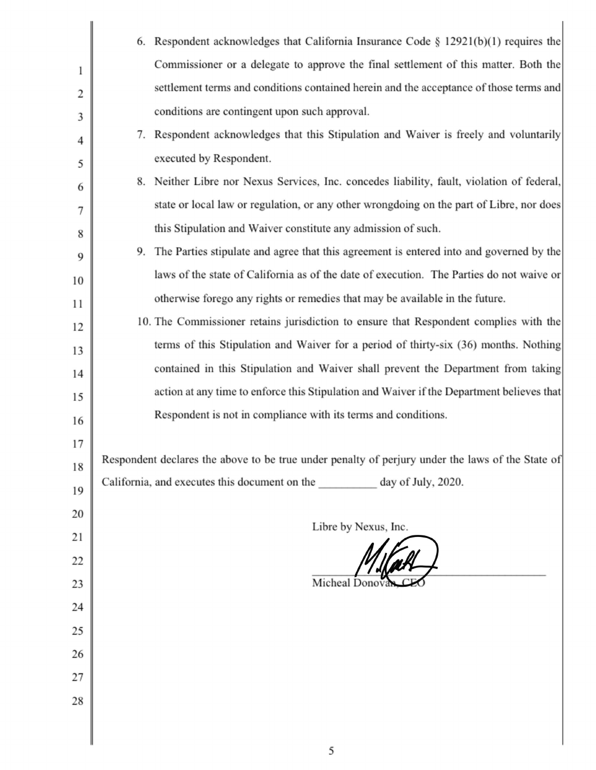6. Respondent acknowledges that California Insurance Code § 12921(b)(1) requires the Commissioner or a delegate to approve the final settlement of this matter. Both the settlement terms and conditions contained herein and the acceptance of those terms and conditions are contingent upon such approval.
7. Respondent acknowledges that this Stipulation and Waiver is freely and voluntarily executed by Respondent.
8. Neither Libre nor Nexus Services, Inc. concedes liability, fault, violation of federal, state or local law or regulation, or any other wrongdoing on the part of Libre, nor does this Stipulation and Waiver constitute any admission of such.
9. The Parties stipulate and agree that this agreement is entered into and governed by the laws of the state of California as of the date of execution. The Parties do not waive or otherwise forego any rights or remedies that may be available in the future.
10. The Commissioner retains jurisdiction to ensure that Respondent complies with the terms of this Stipulation and Waiver for a period of thirty-six (36) months. Nothing contained in this Stipulation and Waiver shall prevent the Department from taking action at any time to enforce this Stipulation and Waiver if the Department believes that Respondent is not in compliance with its terms and conditions.

Respondent declares the above to be true under penalty of perjury under the laws of the State of California, and executes this document on the __________ day of July, 2020.

Libre by Nexus, Inc.

______________________________

Micheal Donovan, CEO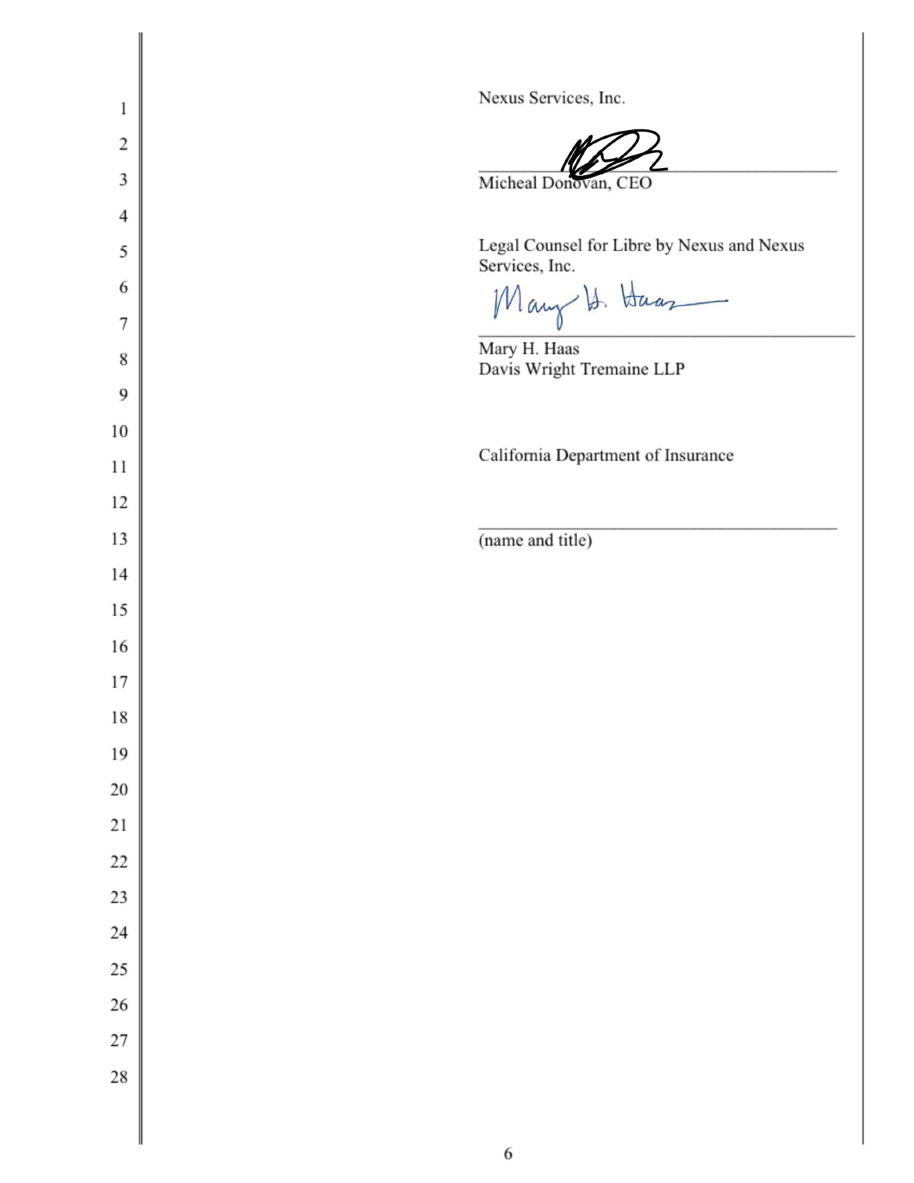Nexus Services, Inc.

\_\_\_\_\_\_\_\_\_\_\_\_\_\_\_\_\_\_\_\_\_\_\_\_\_\_\_\_\_\_\_\_\_\_\_\_\_\_\_\_

Micheal Donovan, CEO

Legal Counsel for Libre by Nexus and Nexus Services, Inc.

\_\_\_\_\_\_\_\_\_\_\_\_\_\_\_\_\_\_\_\_\_\_\_\_\_\_\_\_\_\_\_\_\_\_\_\_\_\_\_\_

Mary H. Haas
Davis Wright Tremaine LLP

California Department of Insurance

\_\_\_\_\_\_\_\_\_\_\_\_\_\_\_\_\_\_\_\_\_\_\_\_\_\_\_\_\_\_\_\_\_\_\_\_\_\_\_\_

(name and title)